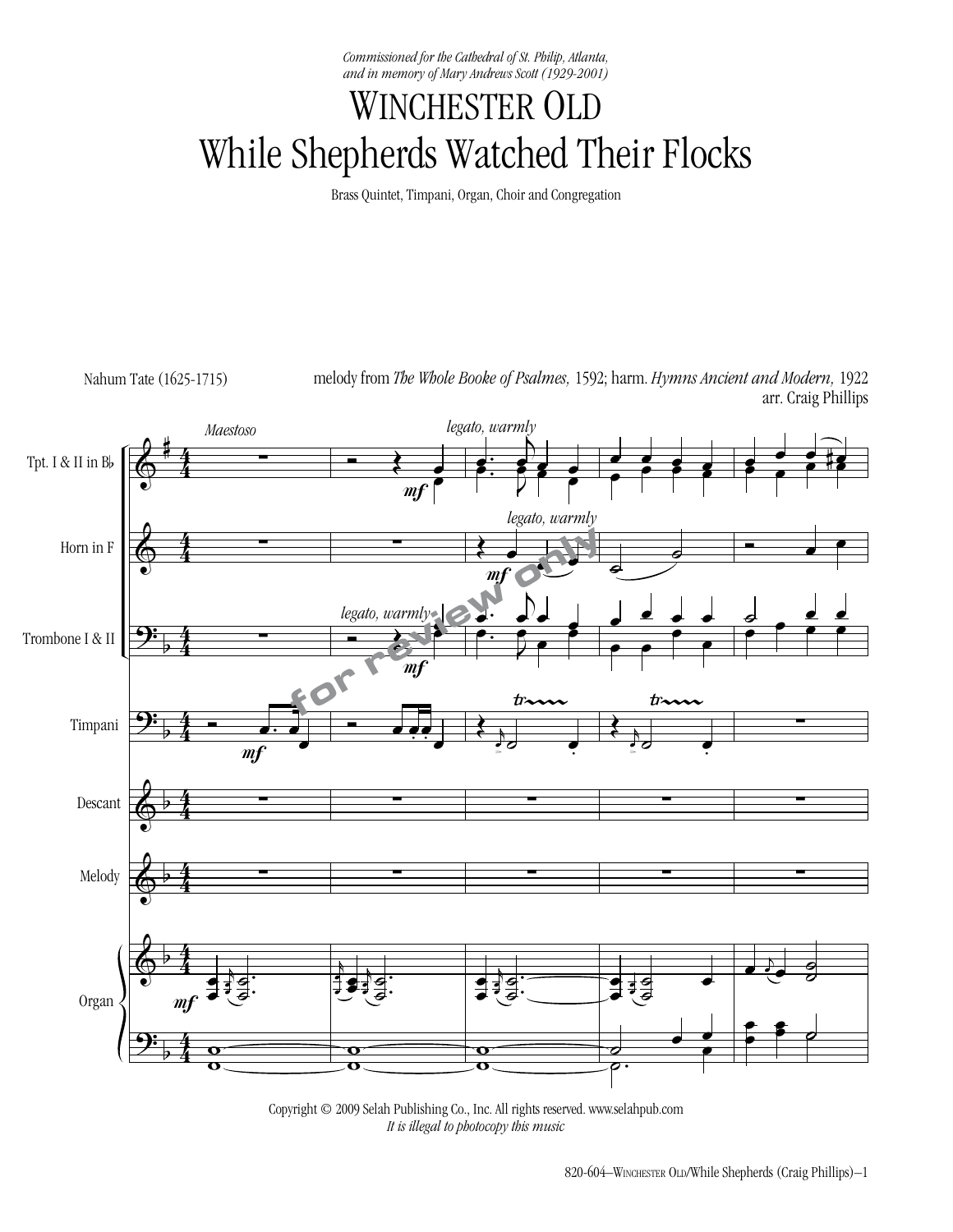*Commissioned for the Cathedral of St. Philip, Atlanta,*
*and in memory of Mary Andrews Scott (1929-2001)*

# Winchester Old
# While Shepherds Watched Their Flocks

Brass Quintet, Timpani, Organ, Choir and Congregation

Nahum Tate (1625-1715)

melody from *The Whole Booke of Psalmes,* 1592; harm. *Hymns Ancient and Modern,* 1922
arr. Craig Phillips

Copyright © 2009 Selah Publishing Co., Inc. All rights reserved. www.selahpub.com
*It is illegal to photocopy this music*

820-604—Winchester Old/While Shepherds (Craig Phillips)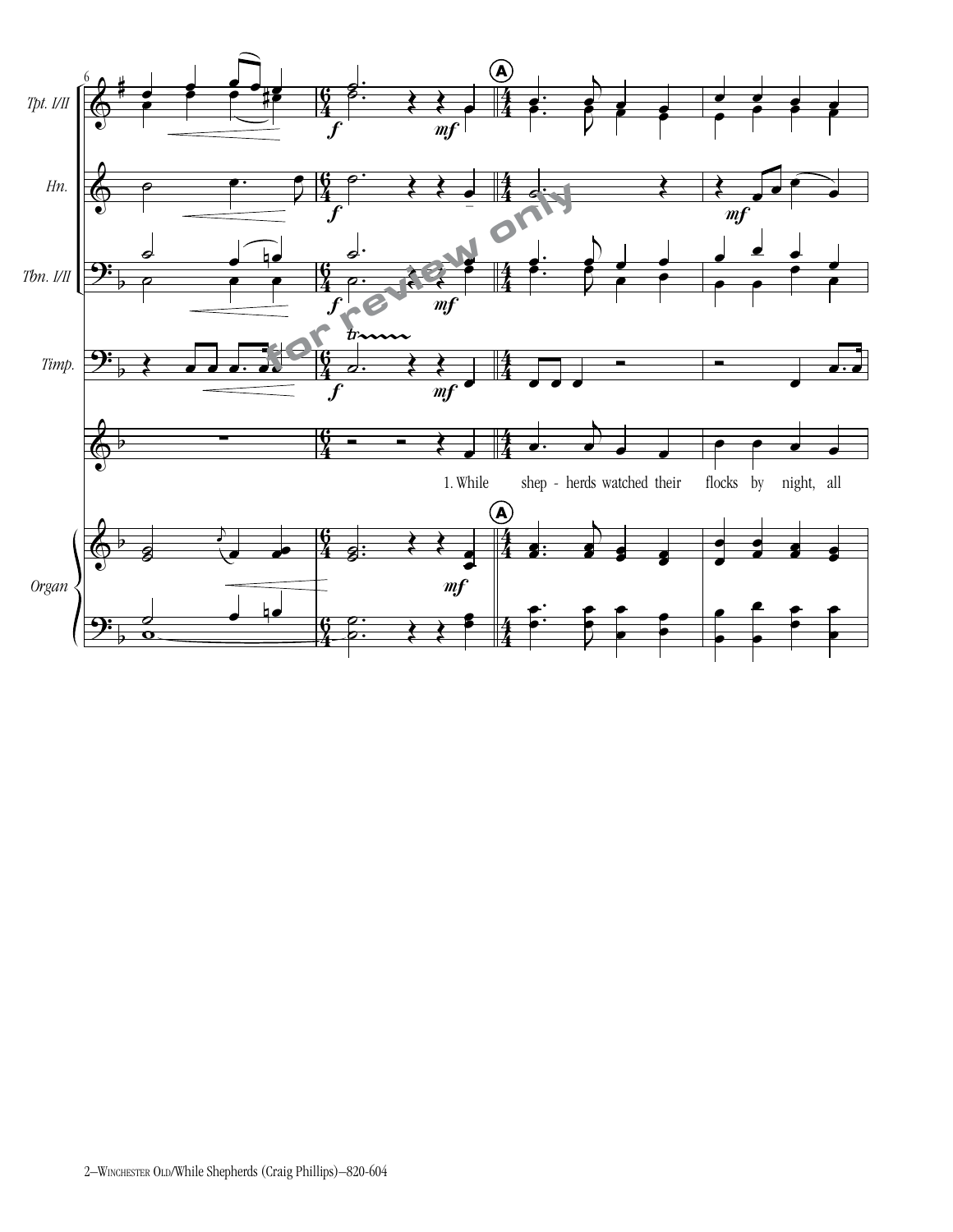Tpt. I/II

Hn.

Tbn. I/II

Timp.

1. While shep - herds watched their flocks by night, all

Organ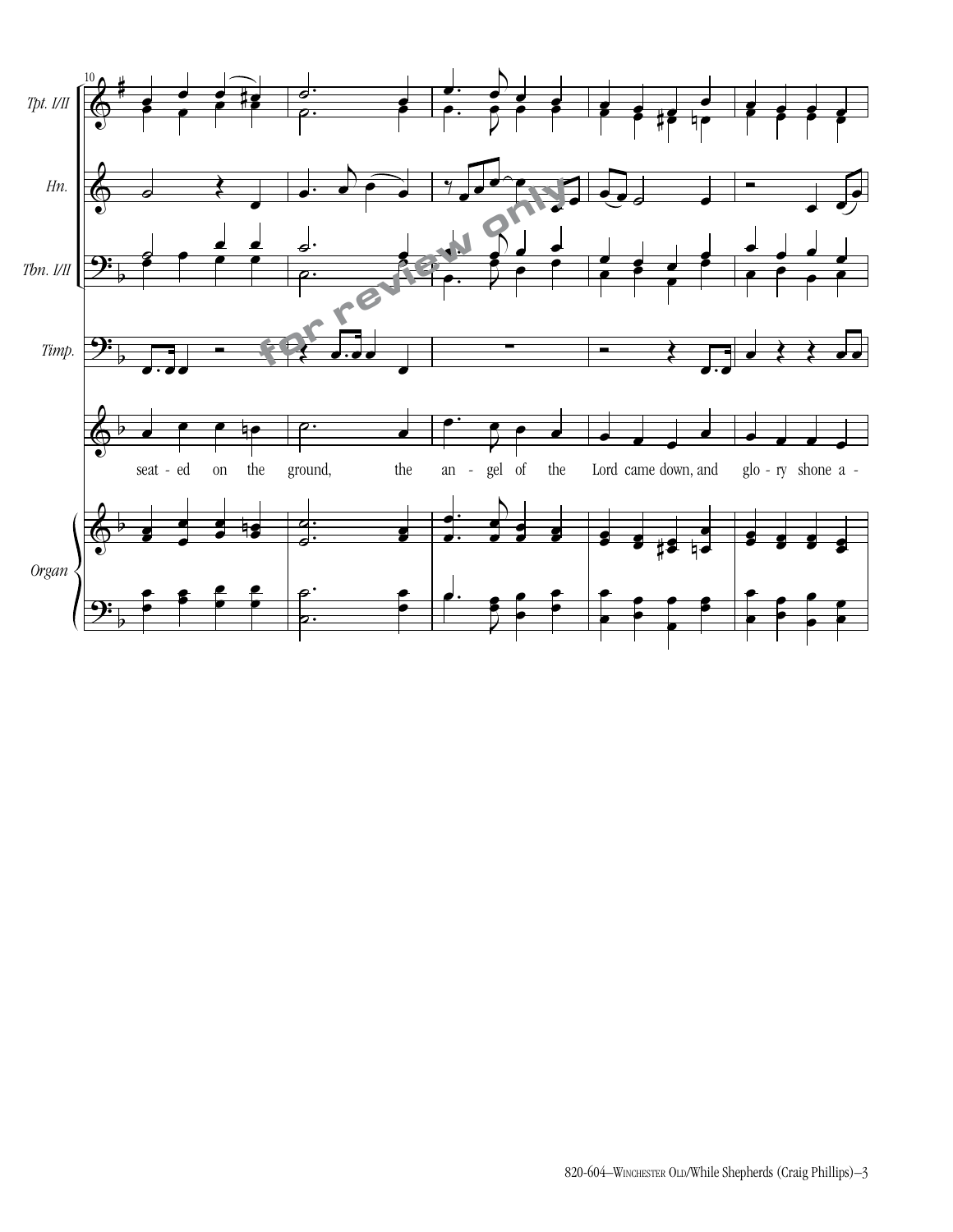seat - ed on the ground, the an - gel of the Lord came down, and glo - ry shone a -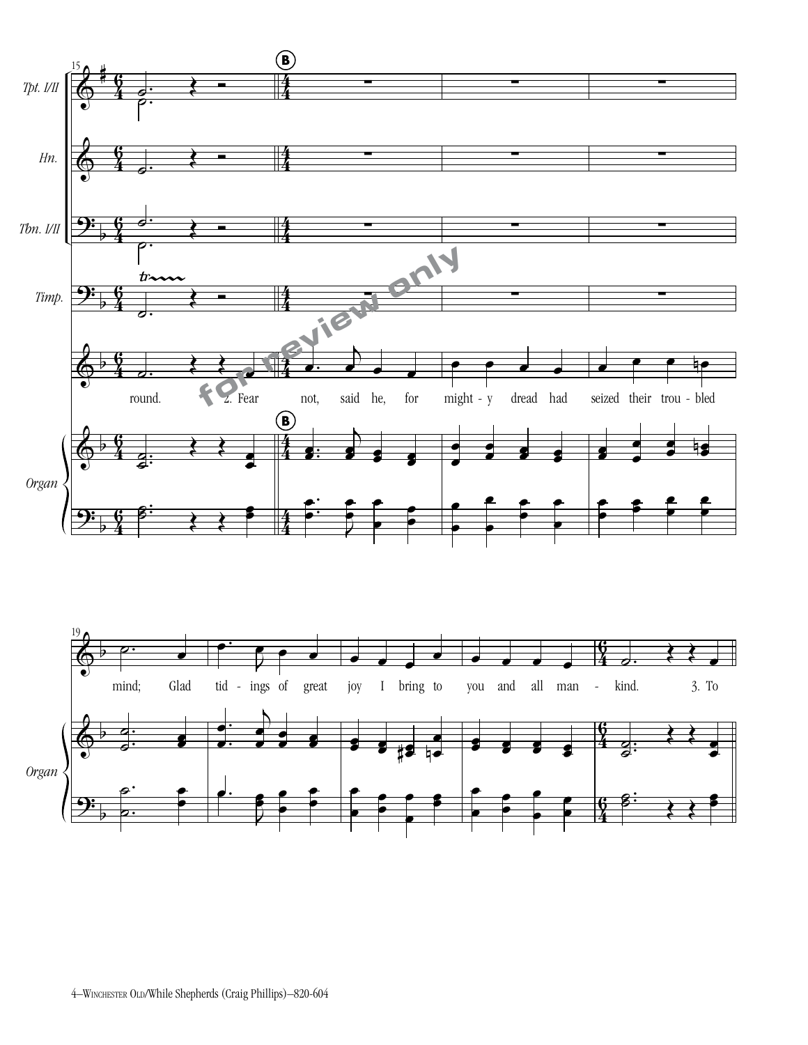15

B

Tpt. I/II

Hn.

Tbn. I/II

Timp.

round. 2. Fear not, said he, for might - y dread had seized their trou - bled

Organ

19

mind; Glad tid - ings of great joy I bring to you and all man - kind. 3. To

Organ